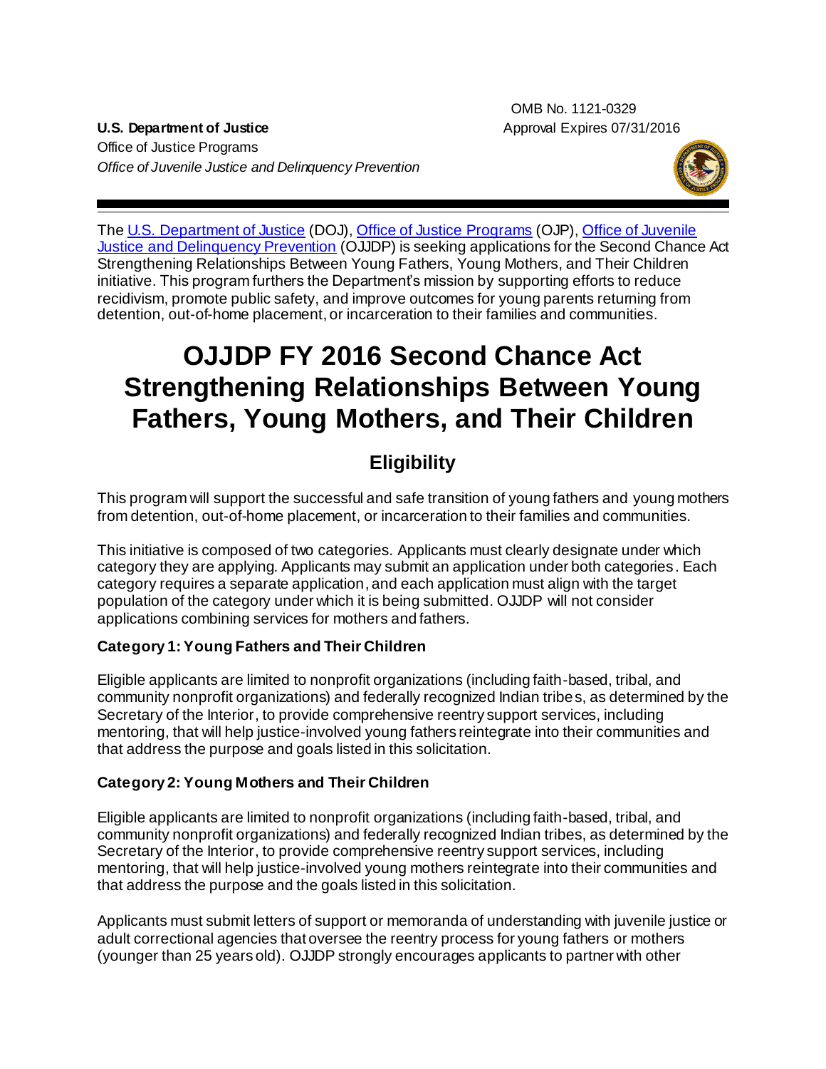OMB No. 1121-0329
Approval Expires 07/31/2016

**U.S. Department of Justice**
Office of Justice Programs
*Office of Juvenile Justice and Delinquency Prevention*

The U.S. Department of Justice (DOJ), Office of Justice Programs (OJP), Office of Juvenile Justice and Delinquency Prevention (OJJDP) is seeking applications for the Second Chance Act Strengthening Relationships Between Young Fathers, Young Mothers, and Their Children initiative. This program furthers the Department's mission by supporting efforts to reduce recidivism, promote public safety, and improve outcomes for young parents returning from detention, out-of-home placement, or incarceration to their families and communities.

# OJJDP FY 2016 Second Chance Act Strengthening Relationships Between Young Fathers, Young Mothers, and Their Children

## Eligibility

This program will support the successful and safe transition of young fathers and young mothers from detention, out-of-home placement, or incarceration to their families and communities.

This initiative is composed of two categories. Applicants must clearly designate under which category they are applying. Applicants may submit an application under both categories. Each category requires a separate application, and each application must align with the target population of the category under which it is being submitted. OJJDP will not consider applications combining services for mothers and fathers.

**Category 1: Young Fathers and Their Children**

Eligible applicants are limited to nonprofit organizations (including faith-based, tribal, and community nonprofit organizations) and federally recognized Indian tribes, as determined by the Secretary of the Interior, to provide comprehensive reentry support services, including mentoring, that will help justice-involved young fathers reintegrate into their communities and that address the purpose and goals listed in this solicitation.

**Category 2: Young Mothers and Their Children**

Eligible applicants are limited to nonprofit organizations (including faith-based, tribal, and community nonprofit organizations) and federally recognized Indian tribes, as determined by the Secretary of the Interior, to provide comprehensive reentry support services, including mentoring, that will help justice-involved young mothers reintegrate into their communities and that address the purpose and the goals listed in this solicitation.

Applicants must submit letters of support or memoranda of understanding with juvenile justice or adult correctional agencies that oversee the reentry process for young fathers or mothers (younger than 25 years old). OJJDP strongly encourages applicants to partner with other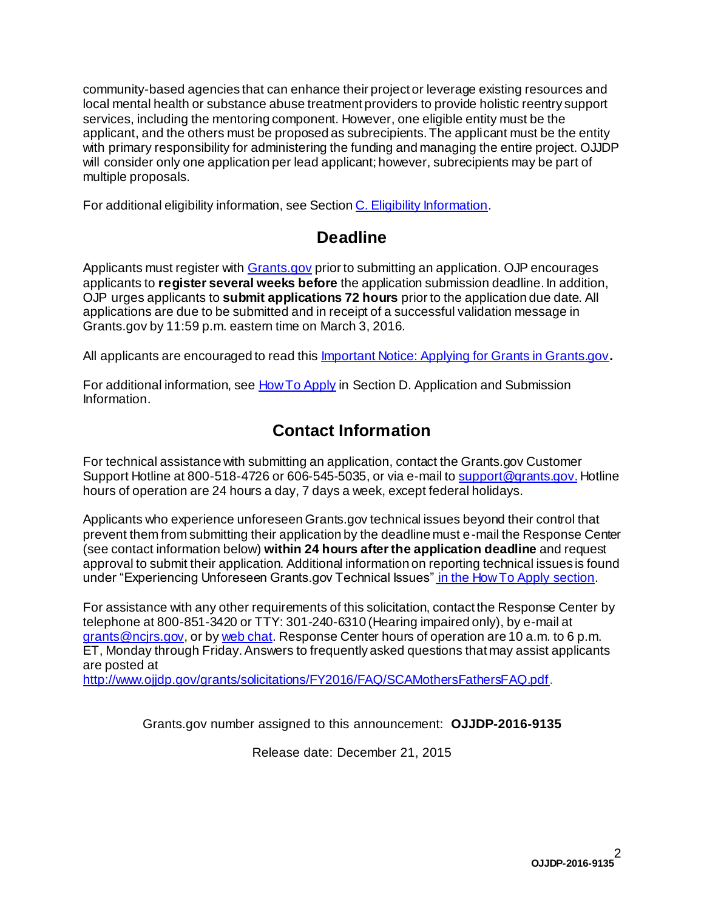community-based agencies that can enhance their project or leverage existing resources and local mental health or substance abuse treatment providers to provide holistic reentry support services, including the mentoring component. However, one eligible entity must be the applicant, and the others must be proposed as subrecipients. The applicant must be the entity with primary responsibility for administering the funding and managing the entire project. OJJDP will consider only one application per lead applicant; however, subrecipients may be part of multiple proposals.

For additional eligibility information, see Section C. Eligibility Information.

## Deadline

Applicants must register with Grants.gov prior to submitting an application. OJP encourages applicants to **register several weeks before** the application submission deadline. In addition, OJP urges applicants to **submit applications 72 hours** prior to the application due date. All applications are due to be submitted and in receipt of a successful validation message in Grants.gov by 11:59 p.m. eastern time on March 3, 2016.

All applicants are encouraged to read this Important Notice: Applying for Grants in Grants.gov**.**

For additional information, see How To Apply in Section D. Application and Submission Information.

## Contact Information

For technical assistance with submitting an application, contact the Grants.gov Customer Support Hotline at 800-518-4726 or 606-545-5035, or via e-mail to support@grants.gov. Hotline hours of operation are 24 hours a day, 7 days a week, except federal holidays.

Applicants who experience unforeseen Grants.gov technical issues beyond their control that prevent them from submitting their application by the deadline must e-mail the Response Center (see contact information below) **within 24 hours after the application deadline** and request approval to submit their application. Additional information on reporting technical issues is found under "Experiencing Unforeseen Grants.gov Technical Issues" in the How To Apply section.

For assistance with any other requirements of this solicitation, contact the Response Center by telephone at 800-851-3420 or TTY: 301-240-6310 (Hearing impaired only), by e-mail at grants@ncjrs.gov, or by web chat. Response Center hours of operation are 10 a.m. to 6 p.m. ET, Monday through Friday. Answers to frequently asked questions that may assist applicants are posted at http://www.ojjdp.gov/grants/solicitations/FY2016/FAQ/SCAMothersFathersFAQ.pdf.

Grants.gov number assigned to this announcement: **OJJDP-2016-9135**

Release date: December 21, 2015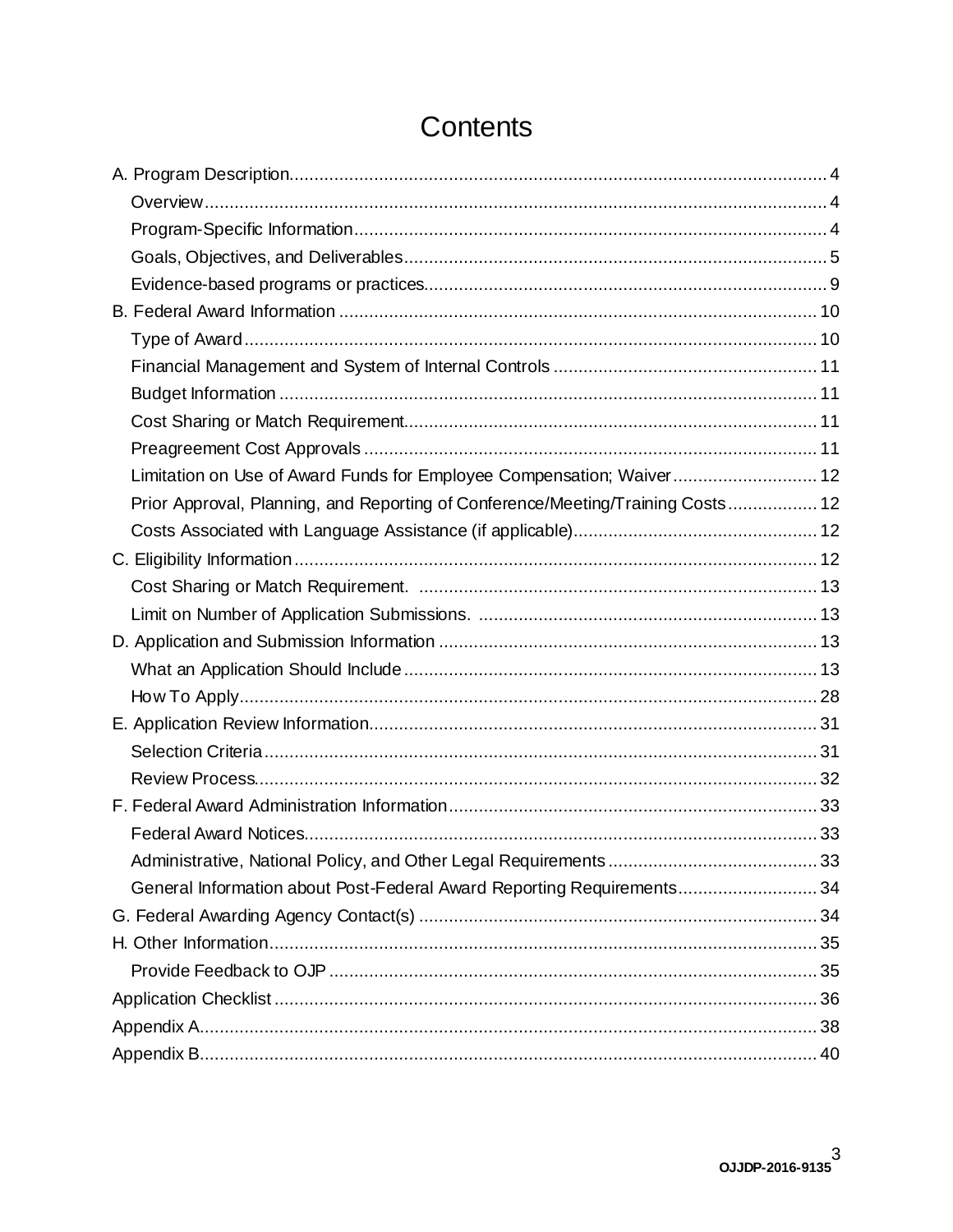# Contents

A. Program Description.......... 4
  Overview.......... 4
  Program-Specific Information.......... 4
  Goals, Objectives, and Deliverables.......... 5
  Evidence-based programs or practices.......... 9
B. Federal Award Information.......... 10
  Type of Award.......... 10
  Financial Management and System of Internal Controls.......... 11
  Budget Information.......... 11
  Cost Sharing or Match Requirement.......... 11
  Preagreement Cost Approvals.......... 11
  Limitation on Use of Award Funds for Employee Compensation; Waiver.......... 12
  Prior Approval, Planning, and Reporting of Conference/Meeting/Training Costs.......... 12
  Costs Associated with Language Assistance (if applicable).......... 12
C. Eligibility Information.......... 12
  Cost Sharing or Match Requirement.......... 13
  Limit on Number of Application Submissions.......... 13
D. Application and Submission Information.......... 13
  What an Application Should Include.......... 13
  How To Apply.......... 28
E. Application Review Information.......... 31
  Selection Criteria.......... 31
  Review Process.......... 32
F. Federal Award Administration Information.......... 33
  Federal Award Notices.......... 33
  Administrative, National Policy, and Other Legal Requirements.......... 33
  General Information about Post-Federal Award Reporting Requirements.......... 34
G. Federal Awarding Agency Contact(s).......... 34
H. Other Information.......... 35
  Provide Feedback to OJP.......... 35
Application Checklist.......... 36
Appendix A.......... 38
Appendix B.......... 40

OJJDP-2016-9135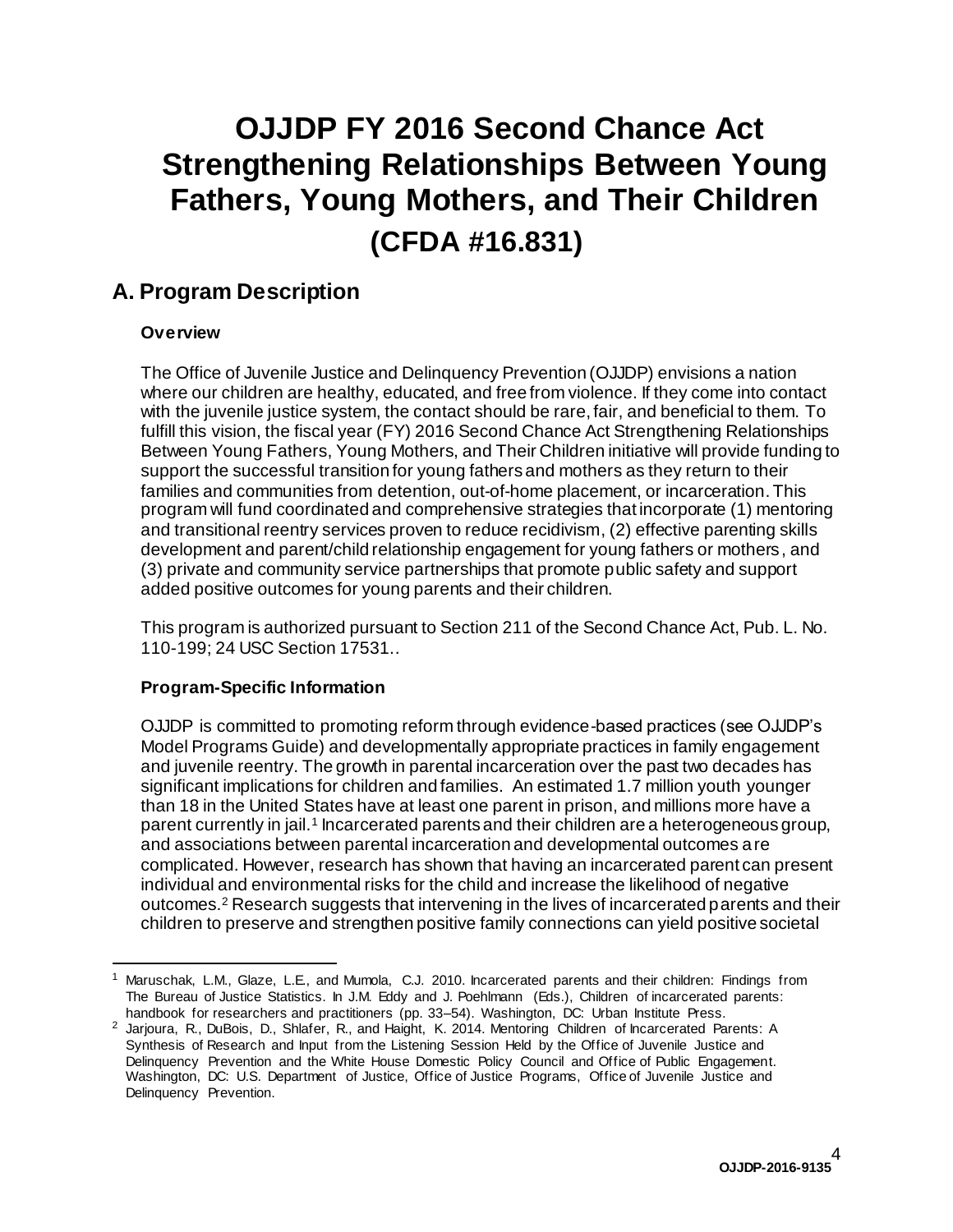# OJJDP FY 2016 Second Chance Act Strengthening Relationships Between Young Fathers, Young Mothers, and Their Children (CFDA #16.831)

## A. Program Description

### Overview

The Office of Juvenile Justice and Delinquency Prevention (OJJDP) envisions a nation where our children are healthy, educated, and free from violence. If they come into contact with the juvenile justice system, the contact should be rare, fair, and beneficial to them. To fulfill this vision, the fiscal year (FY) 2016 Second Chance Act Strengthening Relationships Between Young Fathers, Young Mothers, and Their Children initiative will provide funding to support the successful transition for young fathers and mothers as they return to their families and communities from detention, out-of-home placement, or incarceration. This program will fund coordinated and comprehensive strategies that incorporate (1) mentoring and transitional reentry services proven to reduce recidivism, (2) effective parenting skills development and parent/child relationship engagement for young fathers or mothers, and (3) private and community service partnerships that promote public safety and support added positive outcomes for young parents and their children.

This program is authorized pursuant to Section 211 of the Second Chance Act, Pub. L. No. 110-199; 24 USC Section 17531..

### Program-Specific Information

OJJDP is committed to promoting reform through evidence-based practices (see OJJDP's Model Programs Guide) and developmentally appropriate practices in family engagement and juvenile reentry. The growth in parental incarceration over the past two decades has significant implications for children and families. An estimated 1.7 million youth younger than 18 in the United States have at least one parent in prison, and millions more have a parent currently in jail.[1] Incarcerated parents and their children are a heterogeneous group, and associations between parental incarceration and developmental outcomes are complicated. However, research has shown that having an incarcerated parent can present individual and environmental risks for the child and increase the likelihood of negative outcomes.[2] Research suggests that intervening in the lives of incarcerated parents and their children to preserve and strengthen positive family connections can yield positive societal

---

[1] Maruschak, L.M., Glaze, L.E., and Mumola, C.J. 2010. Incarcerated parents and their children: Findings from The Bureau of Justice Statistics. In J.M. Eddy and J. Poehlmann (Eds.), Children of incarcerated parents: handbook for researchers and practitioners (pp. 33–54). Washington, DC: Urban Institute Press.

[2] Jarjoura, R., DuBois, D., Shlafer, R., and Haight, K. 2014. Mentoring Children of Incarcerated Parents: A Synthesis of Research and Input from the Listening Session Held by the Office of Juvenile Justice and Delinquency Prevention and the White House Domestic Policy Council and Office of Public Engagement. Washington, DC: U.S. Department of Justice, Office of Justice Programs, Office of Juvenile Justice and Delinquency Prevention.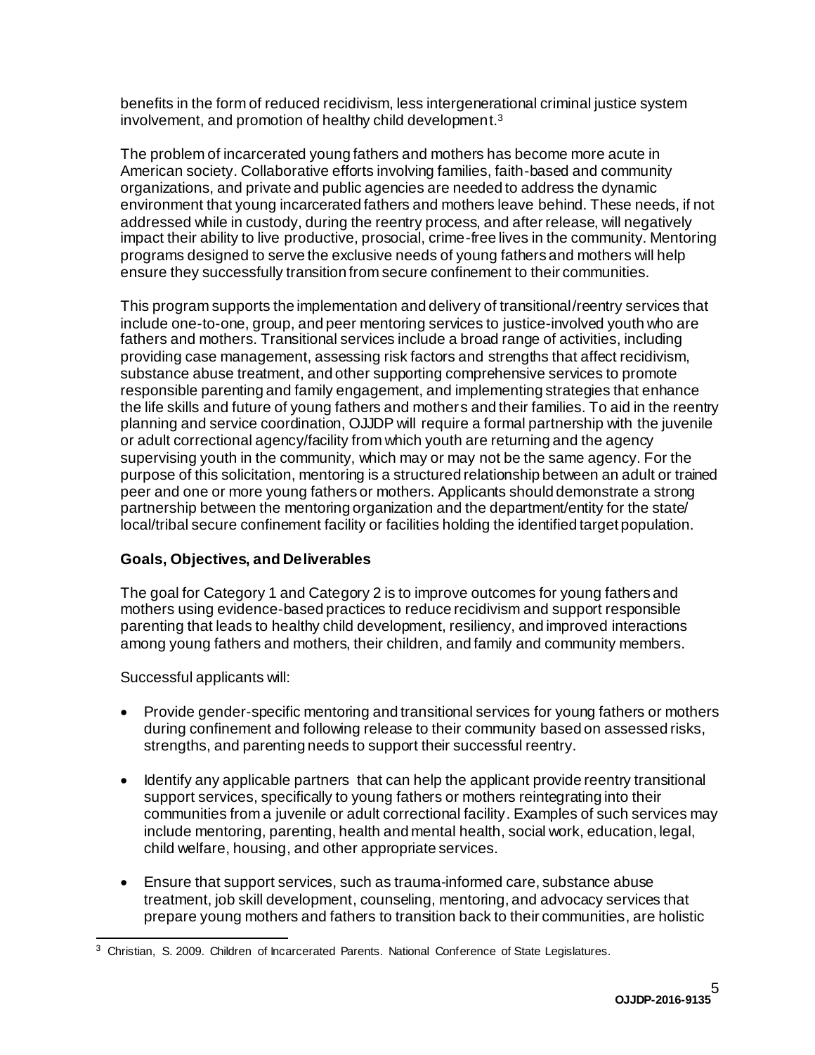benefits in the form of reduced recidivism, less intergenerational criminal justice system involvement, and promotion of healthy child development.[3]

The problem of incarcerated young fathers and mothers has become more acute in American society. Collaborative efforts involving families, faith-based and community organizations, and private and public agencies are needed to address the dynamic environment that young incarcerated fathers and mothers leave behind. These needs, if not addressed while in custody, during the reentry process, and after release, will negatively impact their ability to live productive, prosocial, crime-free lives in the community. Mentoring programs designed to serve the exclusive needs of young fathers and mothers will help ensure they successfully transition from secure confinement to their communities.

This program supports the implementation and delivery of transitional/reentry services that include one-to-one, group, and peer mentoring services to justice-involved youth who are fathers and mothers. Transitional services include a broad range of activities, including providing case management, assessing risk factors and strengths that affect recidivism, substance abuse treatment, and other supporting comprehensive services to promote responsible parenting and family engagement, and implementing strategies that enhance the life skills and future of young fathers and mothers and their families. To aid in the reentry planning and service coordination, OJJDP will require a formal partnership with the juvenile or adult correctional agency/facility from which youth are returning and the agency supervising youth in the community, which may or may not be the same agency. For the purpose of this solicitation, mentoring is a structured relationship between an adult or trained peer and one or more young fathers or mothers. Applicants should demonstrate a strong partnership between the mentoring organization and the department/entity for the state/local/tribal secure confinement facility or facilities holding the identified target population.

**Goals, Objectives, and Deliverables**

The goal for Category 1 and Category 2 is to improve outcomes for young fathers and mothers using evidence-based practices to reduce recidivism and support responsible parenting that leads to healthy child development, resiliency, and improved interactions among young fathers and mothers, their children, and family and community members.

Successful applicants will:

- Provide gender-specific mentoring and transitional services for young fathers or mothers during confinement and following release to their community based on assessed risks, strengths, and parenting needs to support their successful reentry.
- Identify any applicable partners that can help the applicant provide reentry transitional support services, specifically to young fathers or mothers reintegrating into their communities from a juvenile or adult correctional facility. Examples of such services may include mentoring, parenting, health and mental health, social work, education, legal, child welfare, housing, and other appropriate services.
- Ensure that support services, such as trauma-informed care, substance abuse treatment, job skill development, counseling, mentoring, and advocacy services that prepare young mothers and fathers to transition back to their communities, are holistic

[3] Christian, S. 2009. Children of Incarcerated Parents. National Conference of State Legislatures.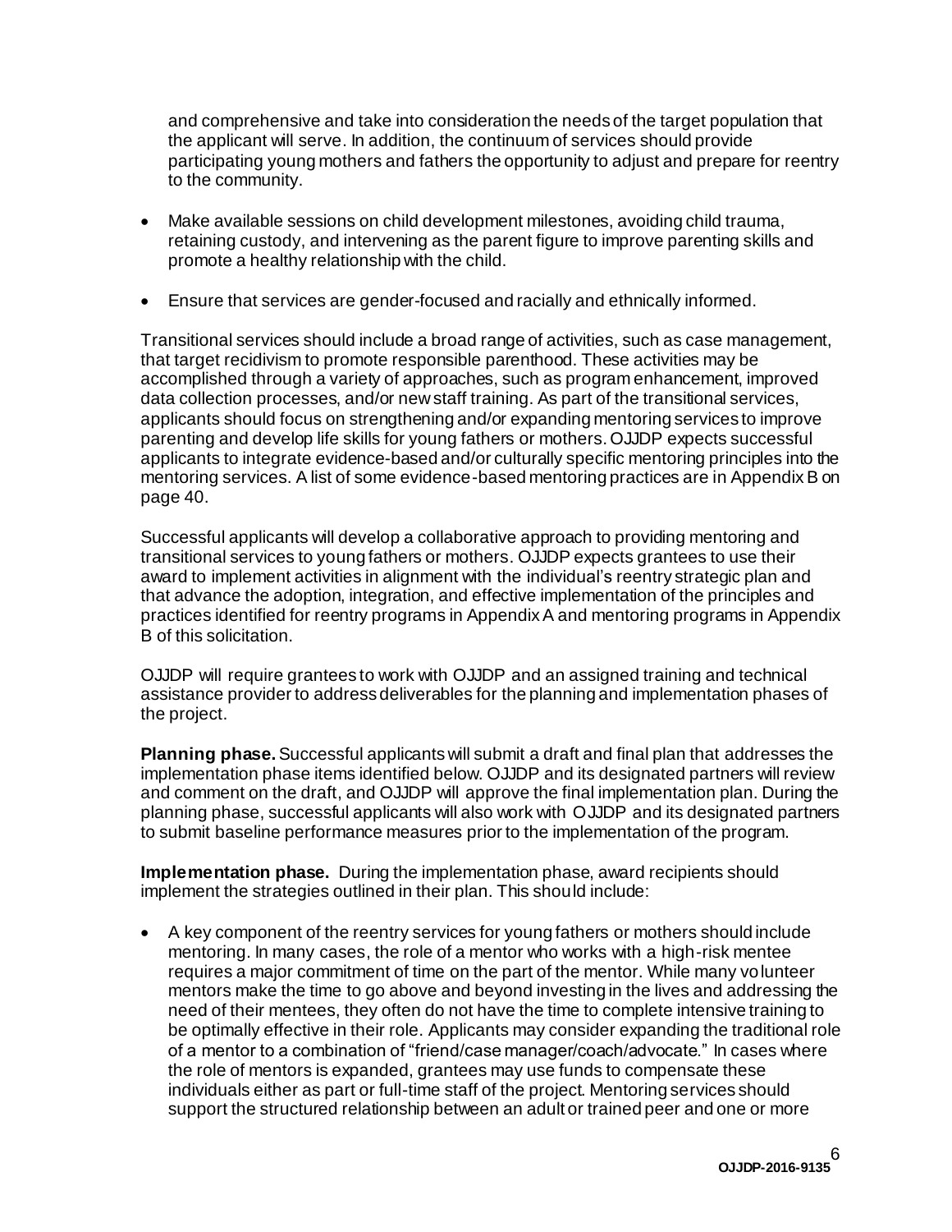and comprehensive and take into consideration the needs of the target population that the applicant will serve. In addition, the continuum of services should provide participating young mothers and fathers the opportunity to adjust and prepare for reentry to the community.

- Make available sessions on child development milestones, avoiding child trauma, retaining custody, and intervening as the parent figure to improve parenting skills and promote a healthy relationship with the child.
- Ensure that services are gender-focused and racially and ethnically informed.

Transitional services should include a broad range of activities, such as case management, that target recidivism to promote responsible parenthood. These activities may be accomplished through a variety of approaches, such as program enhancement, improved data collection processes, and/or new staff training. As part of the transitional services, applicants should focus on strengthening and/or expanding mentoring services to improve parenting and develop life skills for young fathers or mothers. OJJDP expects successful applicants to integrate evidence-based and/or culturally specific mentoring principles into the mentoring services. A list of some evidence-based mentoring practices are in Appendix B on page 40.

Successful applicants will develop a collaborative approach to providing mentoring and transitional services to young fathers or mothers. OJJDP expects grantees to use their award to implement activities in alignment with the individual's reentry strategic plan and that advance the adoption, integration, and effective implementation of the principles and practices identified for reentry programs in Appendix A and mentoring programs in Appendix B of this solicitation.

OJJDP will require grantees to work with OJJDP and an assigned training and technical assistance provider to address deliverables for the planning and implementation phases of the project.

**Planning phase.** Successful applicants will submit a draft and final plan that addresses the implementation phase items identified below. OJJDP and its designated partners will review and comment on the draft, and OJJDP will approve the final implementation plan. During the planning phase, successful applicants will also work with OJJDP and its designated partners to submit baseline performance measures prior to the implementation of the program.

**Implementation phase.** During the implementation phase, award recipients should implement the strategies outlined in their plan. This should include:

- A key component of the reentry services for young fathers or mothers should include mentoring. In many cases, the role of a mentor who works with a high-risk mentee requires a major commitment of time on the part of the mentor. While many volunteer mentors make the time to go above and beyond investing in the lives and addressing the need of their mentees, they often do not have the time to complete intensive training to be optimally effective in their role. Applicants may consider expanding the traditional role of a mentor to a combination of "friend/case manager/coach/advocate." In cases where the role of mentors is expanded, grantees may use funds to compensate these individuals either as part or full-time staff of the project. Mentoring services should support the structured relationship between an adult or trained peer and one or more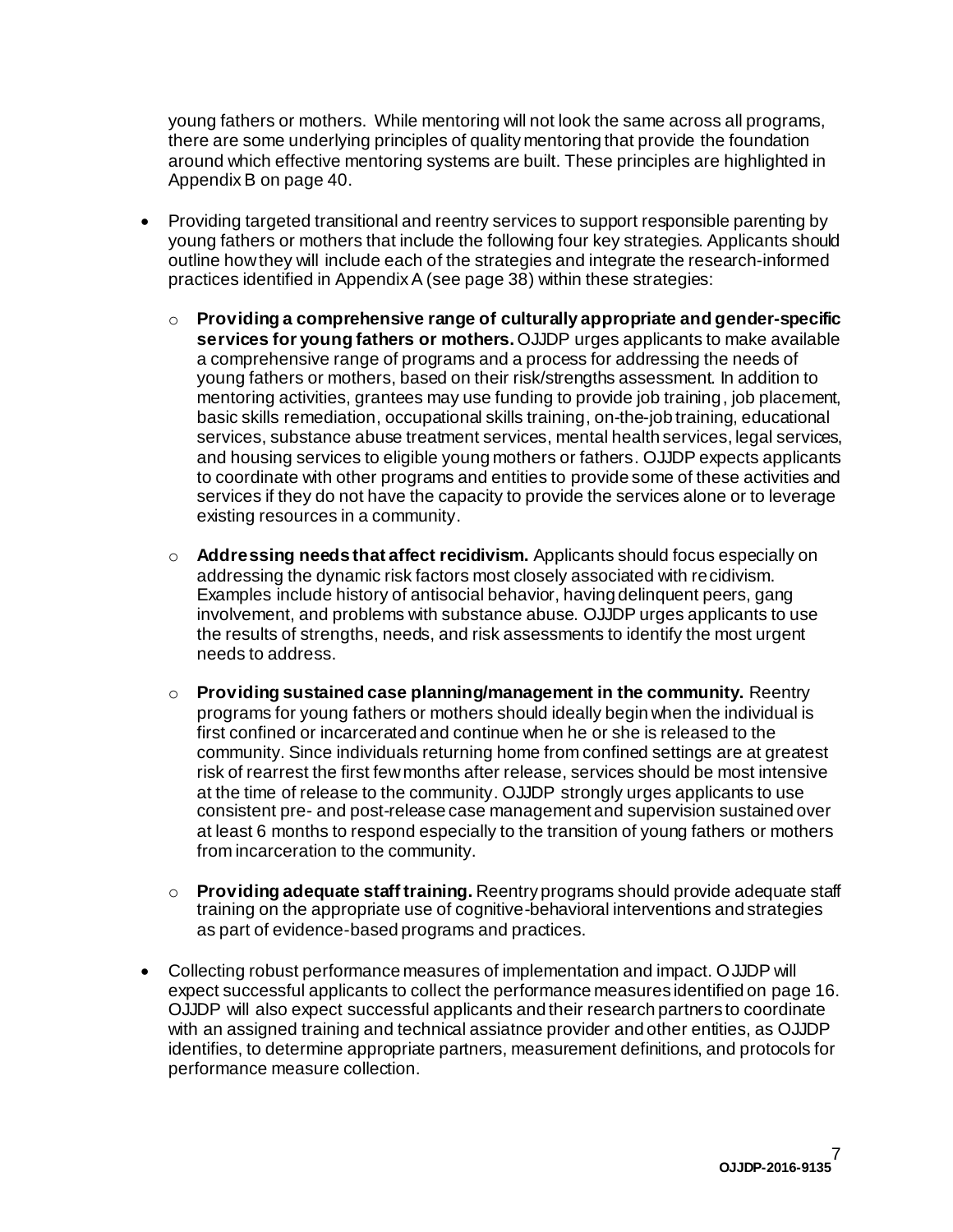young fathers or mothers. While mentoring will not look the same across all programs, there are some underlying principles of quality mentoring that provide the foundation around which effective mentoring systems are built. These principles are highlighted in Appendix B on page 40.

- Providing targeted transitional and reentry services to support responsible parenting by young fathers or mothers that include the following four key strategies. Applicants should outline how they will include each of the strategies and integrate the research-informed practices identified in Appendix A (see page 38) within these strategies:
  - **Providing a comprehensive range of culturally appropriate and gender-specific services for young fathers or mothers.** OJJDP urges applicants to make available a comprehensive range of programs and a process for addressing the needs of young fathers or mothers, based on their risk/strengths assessment. In addition to mentoring activities, grantees may use funding to provide job training, job placement, basic skills remediation, occupational skills training, on-the-job training, educational services, substance abuse treatment services, mental health services, legal services, and housing services to eligible young mothers or fathers. OJJDP expects applicants to coordinate with other programs and entities to provide some of these activities and services if they do not have the capacity to provide the services alone or to leverage existing resources in a community.
  - **Addressing needs that affect recidivism.** Applicants should focus especially on addressing the dynamic risk factors most closely associated with recidivism. Examples include history of antisocial behavior, having delinquent peers, gang involvement, and problems with substance abuse. OJJDP urges applicants to use the results of strengths, needs, and risk assessments to identify the most urgent needs to address.
  - **Providing sustained case planning/management in the community.** Reentry programs for young fathers or mothers should ideally begin when the individual is first confined or incarcerated and continue when he or she is released to the community. Since individuals returning home from confined settings are at greatest risk of rearrest the first few months after release, services should be most intensive at the time of release to the community. OJJDP strongly urges applicants to use consistent pre- and post-release case management and supervision sustained over at least 6 months to respond especially to the transition of young fathers or mothers from incarceration to the community.
  - **Providing adequate staff training.** Reentry programs should provide adequate staff training on the appropriate use of cognitive-behavioral interventions and strategies as part of evidence-based programs and practices.
- Collecting robust performance measures of implementation and impact. OJJDP will expect successful applicants to collect the performance measures identified on page 16. OJJDP will also expect successful applicants and their research partners to coordinate with an assigned training and technical assiatnce provider and other entities, as OJJDP identifies, to determine appropriate partners, measurement definitions, and protocols for performance measure collection.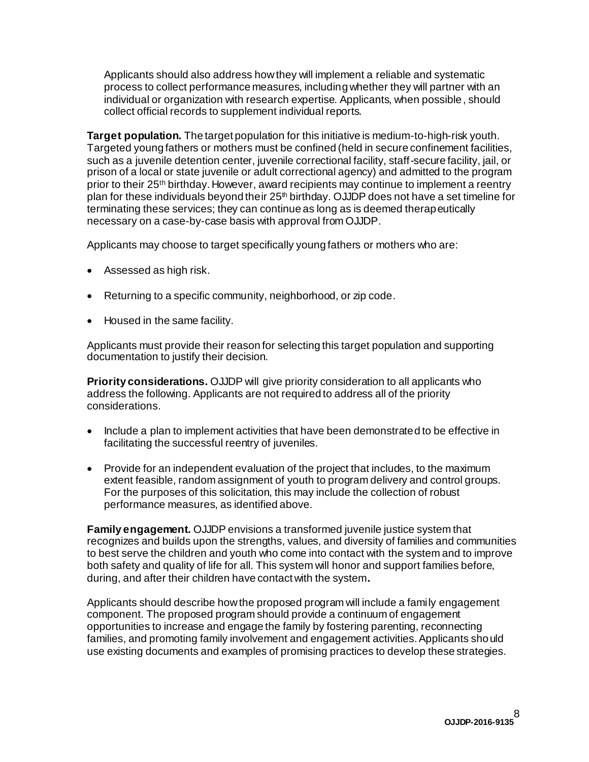Applicants should also address how they will implement a reliable and systematic process to collect performance measures, including whether they will partner with an individual or organization with research expertise. Applicants, when possible, should collect official records to supplement individual reports.

**Target population.** The target population for this initiative is medium-to-high-risk youth. Targeted young fathers or mothers must be confined (held in secure confinement facilities, such as a juvenile detention center, juvenile correctional facility, staff-secure facility, jail, or prison of a local or state juvenile or adult correctional agency) and admitted to the program prior to their 25th birthday. However, award recipients may continue to implement a reentry plan for these individuals beyond their 25th birthday. OJJDP does not have a set timeline for terminating these services; they can continue as long as is deemed therapeutically necessary on a case-by-case basis with approval from OJJDP.

Applicants may choose to target specifically young fathers or mothers who are:

- Assessed as high risk.
- Returning to a specific community, neighborhood, or zip code.
- Housed in the same facility.

Applicants must provide their reason for selecting this target population and supporting documentation to justify their decision.

**Priority considerations.** OJJDP will give priority consideration to all applicants who address the following. Applicants are not required to address all of the priority considerations.

- Include a plan to implement activities that have been demonstrated to be effective in facilitating the successful reentry of juveniles.
- Provide for an independent evaluation of the project that includes, to the maximum extent feasible, random assignment of youth to program delivery and control groups. For the purposes of this solicitation, this may include the collection of robust performance measures, as identified above.

**Family engagement.** OJJDP envisions a transformed juvenile justice system that recognizes and builds upon the strengths, values, and diversity of families and communities to best serve the children and youth who come into contact with the system and to improve both safety and quality of life for all. This system will honor and support families before, during, and after their children have contact with the system**.**

Applicants should describe how the proposed program will include a family engagement component. The proposed program should provide a continuum of engagement opportunities to increase and engage the family by fostering parenting, reconnecting families, and promoting family involvement and engagement activities. Applicants should use existing documents and examples of promising practices to develop these strategies.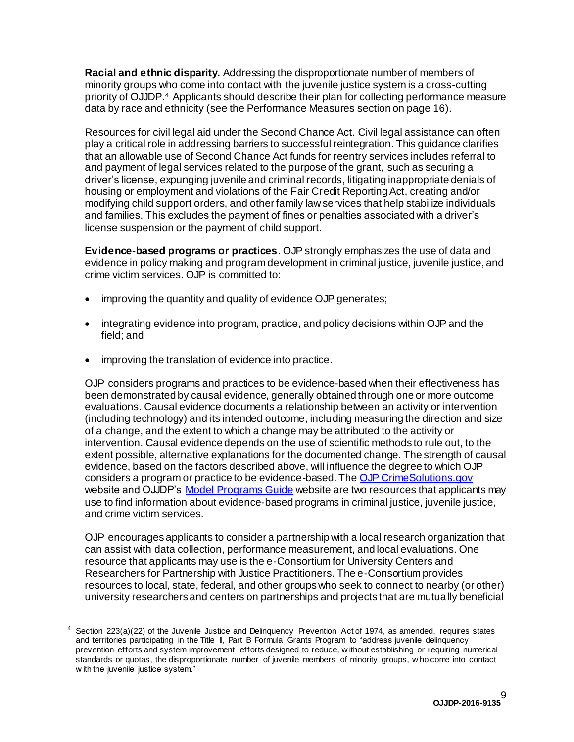**Racial and ethnic disparity.** Addressing the disproportionate number of members of minority groups who come into contact with the juvenile justice system is a cross-cutting priority of OJJDP.[4] Applicants should describe their plan for collecting performance measure data by race and ethnicity (see the Performance Measures section on page 16).

Resources for civil legal aid under the Second Chance Act. Civil legal assistance can often play a critical role in addressing barriers to successful reintegration. This guidance clarifies that an allowable use of Second Chance Act funds for reentry services includes referral to and payment of legal services related to the purpose of the grant, such as securing a driver's license, expunging juvenile and criminal records, litigating inappropriate denials of housing or employment and violations of the Fair Credit Reporting Act, creating and/or modifying child support orders, and other family law services that help stabilize individuals and families. This excludes the payment of fines or penalties associated with a driver's license suspension or the payment of child support.

**Evidence-based programs or practices**. OJP strongly emphasizes the use of data and evidence in policy making and program development in criminal justice, juvenile justice, and crime victim services. OJP is committed to:

- improving the quantity and quality of evidence OJP generates;
- integrating evidence into program, practice, and policy decisions within OJP and the field; and
- improving the translation of evidence into practice.

OJP considers programs and practices to be evidence-based when their effectiveness has been demonstrated by causal evidence, generally obtained through one or more outcome evaluations. Causal evidence documents a relationship between an activity or intervention (including technology) and its intended outcome, including measuring the direction and size of a change, and the extent to which a change may be attributed to the activity or intervention. Causal evidence depends on the use of scientific methods to rule out, to the extent possible, alternative explanations for the documented change. The strength of causal evidence, based on the factors described above, will influence the degree to which OJP considers a program or practice to be evidence-based. The OJP CrimeSolutions.gov website and OJJDP's Model Programs Guide website are two resources that applicants may use to find information about evidence-based programs in criminal justice, juvenile justice, and crime victim services.

OJP encourages applicants to consider a partnership with a local research organization that can assist with data collection, performance measurement, and local evaluations. One resource that applicants may use is the e-Consortium for University Centers and Researchers for Partnership with Justice Practitioners. The e-Consortium provides resources to local, state, federal, and other groups who seek to connect to nearby (or other) university researchers and centers on partnerships and projects that are mutually beneficial

[4] Section 223(a)(22) of the Juvenile Justice and Delinquency Prevention Act of 1974, as amended, requires states and territories participating in the Title II, Part B Formula Grants Program to "address juvenile delinquency prevention efforts and system improvement efforts designed to reduce, without establishing or requiring numerical standards or quotas, the disproportionate number of juvenile members of minority groups, who come into contact with the juvenile justice system."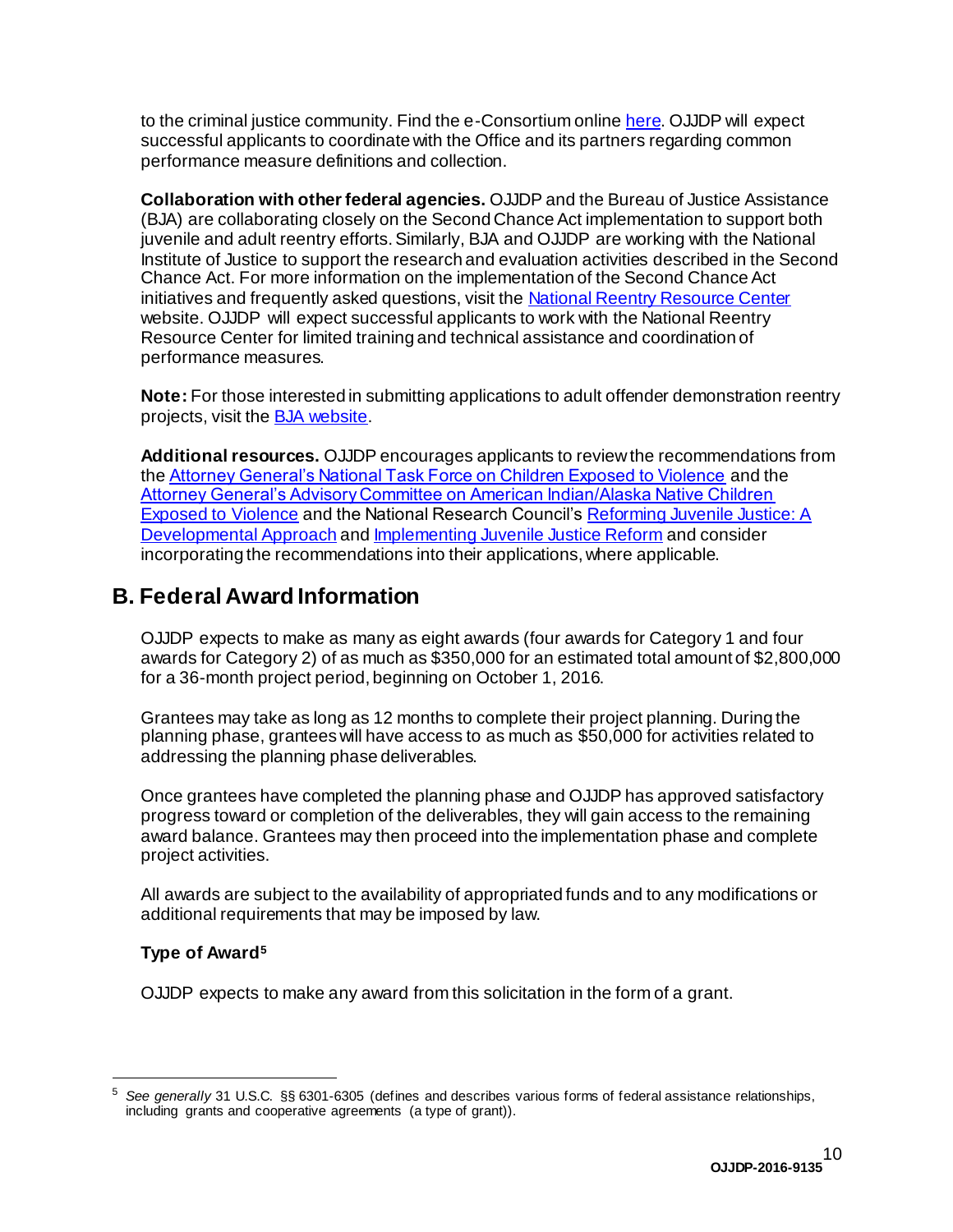to the criminal justice community. Find the e-Consortium online here. OJJDP will expect successful applicants to coordinate with the Office and its partners regarding common performance measure definitions and collection.

**Collaboration with other federal agencies.** OJJDP and the Bureau of Justice Assistance (BJA) are collaborating closely on the Second Chance Act implementation to support both juvenile and adult reentry efforts. Similarly, BJA and OJJDP are working with the National Institute of Justice to support the research and evaluation activities described in the Second Chance Act. For more information on the implementation of the Second Chance Act initiatives and frequently asked questions, visit the National Reentry Resource Center website. OJJDP will expect successful applicants to work with the National Reentry Resource Center for limited training and technical assistance and coordination of performance measures.

**Note:** For those interested in submitting applications to adult offender demonstration reentry projects, visit the BJA website.

**Additional resources.** OJJDP encourages applicants to review the recommendations from the Attorney General's National Task Force on Children Exposed to Violence and the Attorney General's Advisory Committee on American Indian/Alaska Native Children Exposed to Violence and the National Research Council's Reforming Juvenile Justice: A Developmental Approach and Implementing Juvenile Justice Reform and consider incorporating the recommendations into their applications, where applicable.

## B. Federal Award Information

OJJDP expects to make as many as eight awards (four awards for Category 1 and four awards for Category 2) of as much as $350,000 for an estimated total amount of $2,800,000 for a 36-month project period, beginning on October 1, 2016.

Grantees may take as long as 12 months to complete their project planning. During the planning phase, grantees will have access to as much as $50,000 for activities related to addressing the planning phase deliverables.

Once grantees have completed the planning phase and OJJDP has approved satisfactory progress toward or completion of the deliverables, they will gain access to the remaining award balance. Grantees may then proceed into the implementation phase and complete project activities.

All awards are subject to the availability of appropriated funds and to any modifications or additional requirements that may be imposed by law.

**Type of Award**[5]

OJJDP expects to make any award from this solicitation in the form of a grant.

---

[5] *See generally* 31 U.S.C. §§ 6301-6305 (defines and describes various forms of federal assistance relationships, including grants and cooperative agreements (a type of grant)).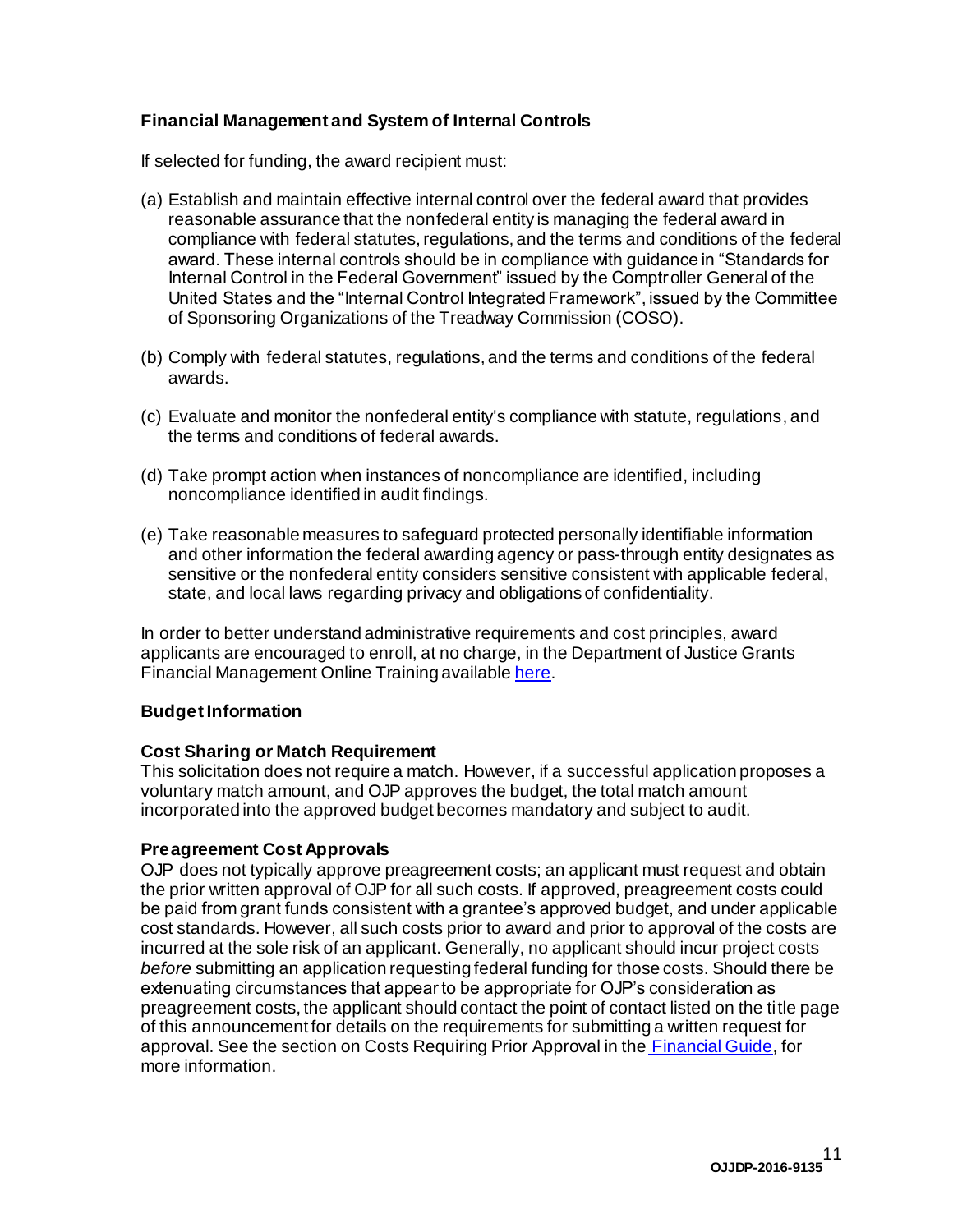### Financial Management and System of Internal Controls

If selected for funding, the award recipient must:

(a) Establish and maintain effective internal control over the federal award that provides reasonable assurance that the nonfederal entity is managing the federal award in compliance with federal statutes, regulations, and the terms and conditions of the federal award. These internal controls should be in compliance with guidance in "Standards for Internal Control in the Federal Government" issued by the Comptroller General of the United States and the "Internal Control Integrated Framework", issued by the Committee of Sponsoring Organizations of the Treadway Commission (COSO).

(b) Comply with federal statutes, regulations, and the terms and conditions of the federal awards.

(c) Evaluate and monitor the nonfederal entity's compliance with statute, regulations, and the terms and conditions of federal awards.

(d) Take prompt action when instances of noncompliance are identified, including noncompliance identified in audit findings.

(e) Take reasonable measures to safeguard protected personally identifiable information and other information the federal awarding agency or pass-through entity designates as sensitive or the nonfederal entity considers sensitive consistent with applicable federal, state, and local laws regarding privacy and obligations of confidentiality.

In order to better understand administrative requirements and cost principles, award applicants are encouraged to enroll, at no charge, in the Department of Justice Grants Financial Management Online Training available here.

### Budget Information

#### Cost Sharing or Match Requirement

This solicitation does not require a match. However, if a successful application proposes a voluntary match amount, and OJP approves the budget, the total match amount incorporated into the approved budget becomes mandatory and subject to audit.

#### Preagreement Cost Approvals

OJP does not typically approve preagreement costs; an applicant must request and obtain the prior written approval of OJP for all such costs. If approved, preagreement costs could be paid from grant funds consistent with a grantee's approved budget, and under applicable cost standards. However, all such costs prior to award and prior to approval of the costs are incurred at the sole risk of an applicant. Generally, no applicant should incur project costs *before* submitting an application requesting federal funding for those costs. Should there be extenuating circumstances that appear to be appropriate for OJP's consideration as preagreement costs, the applicant should contact the point of contact listed on the title page of this announcement for details on the requirements for submitting a written request for approval. See the section on Costs Requiring Prior Approval in the Financial Guide, for more information.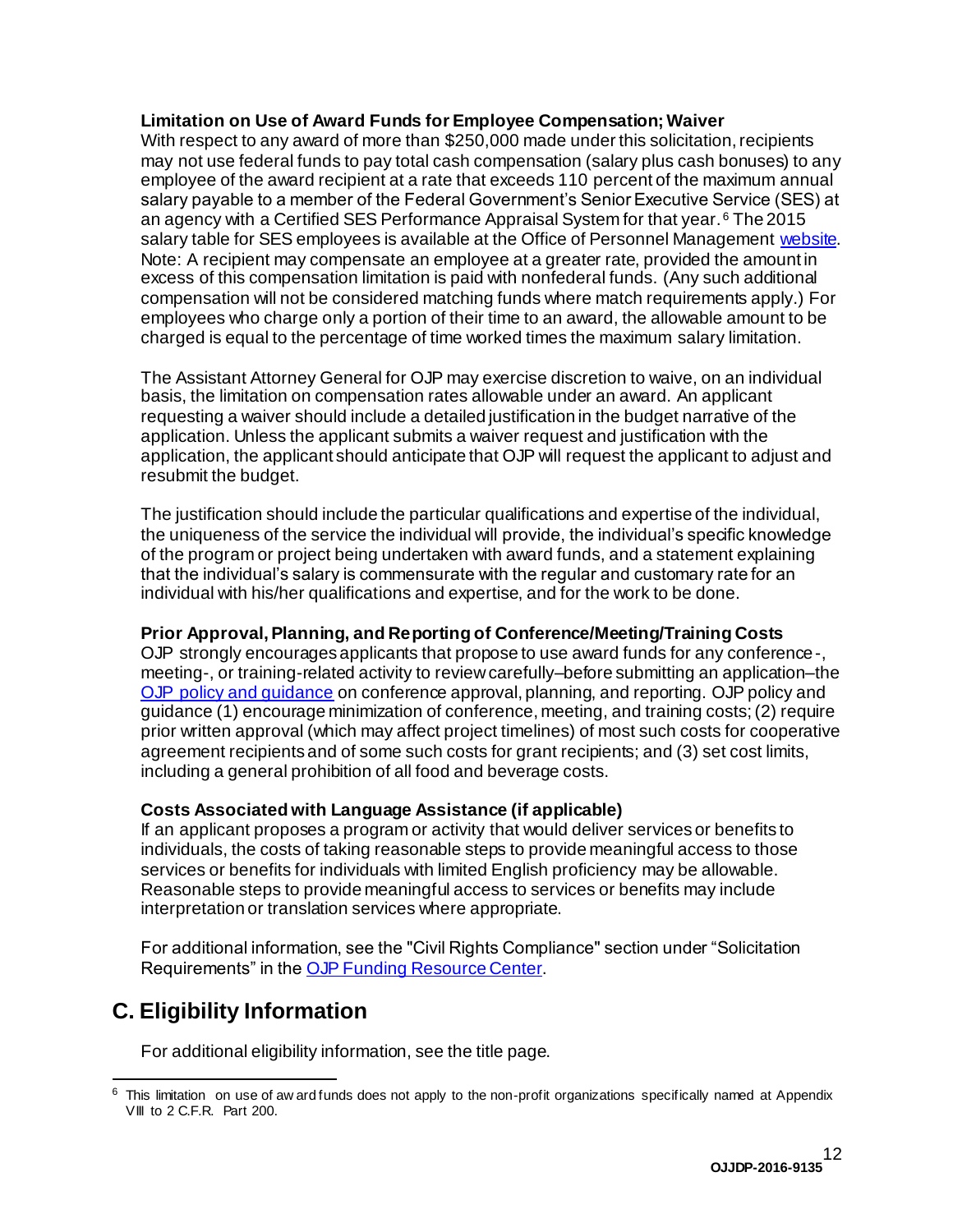**Limitation on Use of Award Funds for Employee Compensation; Waiver**

With respect to any award of more than $250,000 made under this solicitation, recipients may not use federal funds to pay total cash compensation (salary plus cash bonuses) to any employee of the award recipient at a rate that exceeds 110 percent of the maximum annual salary payable to a member of the Federal Government's Senior Executive Service (SES) at an agency with a Certified SES Performance Appraisal System for that year.[6] The 2015 salary table for SES employees is available at the Office of Personnel Management [website](). Note: A recipient may compensate an employee at a greater rate, provided the amount in excess of this compensation limitation is paid with nonfederal funds. (Any such additional compensation will not be considered matching funds where match requirements apply.) For employees who charge only a portion of their time to an award, the allowable amount to be charged is equal to the percentage of time worked times the maximum salary limitation.

The Assistant Attorney General for OJP may exercise discretion to waive, on an individual basis, the limitation on compensation rates allowable under an award. An applicant requesting a waiver should include a detailed justification in the budget narrative of the application. Unless the applicant submits a waiver request and justification with the application, the applicant should anticipate that OJP will request the applicant to adjust and resubmit the budget.

The justification should include the particular qualifications and expertise of the individual, the uniqueness of the service the individual will provide, the individual's specific knowledge of the program or project being undertaken with award funds, and a statement explaining that the individual's salary is commensurate with the regular and customary rate for an individual with his/her qualifications and expertise, and for the work to be done.

**Prior Approval, Planning, and Reporting of Conference/Meeting/Training Costs**

OJP strongly encourages applicants that propose to use award funds for any conference-, meeting-, or training-related activity to review carefully–before submitting an application–the [OJP policy and guidance]() on conference approval, planning, and reporting. OJP policy and guidance (1) encourage minimization of conference, meeting, and training costs; (2) require prior written approval (which may affect project timelines) of most such costs for cooperative agreement recipients and of some such costs for grant recipients; and (3) set cost limits, including a general prohibition of all food and beverage costs.

**Costs Associated with Language Assistance (if applicable)**

If an applicant proposes a program or activity that would deliver services or benefits to individuals, the costs of taking reasonable steps to provide meaningful access to those services or benefits for individuals with limited English proficiency may be allowable. Reasonable steps to provide meaningful access to services or benefits may include interpretation or translation services where appropriate.

For additional information, see the "Civil Rights Compliance" section under "Solicitation Requirements" in the [OJP Funding Resource Center]().

## C. Eligibility Information

For additional eligibility information, see the title page.

[6] This limitation on use of award funds does not apply to the non-profit organizations specifically named at Appendix VIII to 2 C.F.R. Part 200.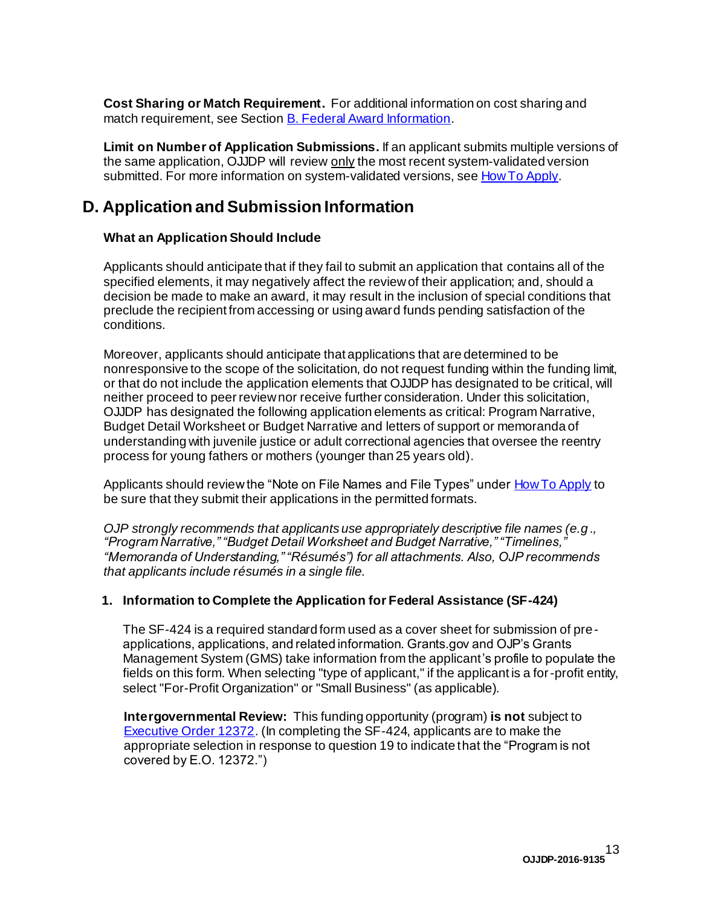**Cost Sharing or Match Requirement.** For additional information on cost sharing and match requirement, see Section [B. Federal Award Information](#).

**Limit on Number of Application Submissions.** If an applicant submits multiple versions of the same application, OJJDP will review only the most recent system-validated version submitted. For more information on system-validated versions, see [How To Apply](#).

## D. Application and Submission Information

### What an Application Should Include

Applicants should anticipate that if they fail to submit an application that contains all of the specified elements, it may negatively affect the review of their application; and, should a decision be made to make an award, it may result in the inclusion of special conditions that preclude the recipient from accessing or using award funds pending satisfaction of the conditions.

Moreover, applicants should anticipate that applications that are determined to be nonresponsive to the scope of the solicitation, do not request funding within the funding limit, or that do not include the application elements that OJJDP has designated to be critical, will neither proceed to peer review nor receive further consideration. Under this solicitation, OJJDP has designated the following application elements as critical: Program Narrative, Budget Detail Worksheet or Budget Narrative and letters of support or memoranda of understanding with juvenile justice or adult correctional agencies that oversee the reentry process for young fathers or mothers (younger than 25 years old).

Applicants should review the "Note on File Names and File Types" under [How To Apply](#) to be sure that they submit their applications in the permitted formats.

*OJP strongly recommends that applicants use appropriately descriptive file names (e.g., "Program Narrative," "Budget Detail Worksheet and Budget Narrative," "Timelines," "Memoranda of Understanding," "Résumés") for all attachments. Also, OJP recommends that applicants include résumés in a single file.*

1. **Information to Complete the Application for Federal Assistance (SF-424)**

   The SF-424 is a required standard form used as a cover sheet for submission of pre-applications, applications, and related information. Grants.gov and OJP's Grants Management System (GMS) take information from the applicant's profile to populate the fields on this form. When selecting "type of applicant," if the applicant is a for-profit entity, select "For-Profit Organization" or "Small Business" (as applicable).

   **Intergovernmental Review:** This funding opportunity (program) **is not** subject to [Executive Order 12372](#). (In completing the SF-424, applicants are to make the appropriate selection in response to question 19 to indicate that the "Program is not covered by E.O. 12372.")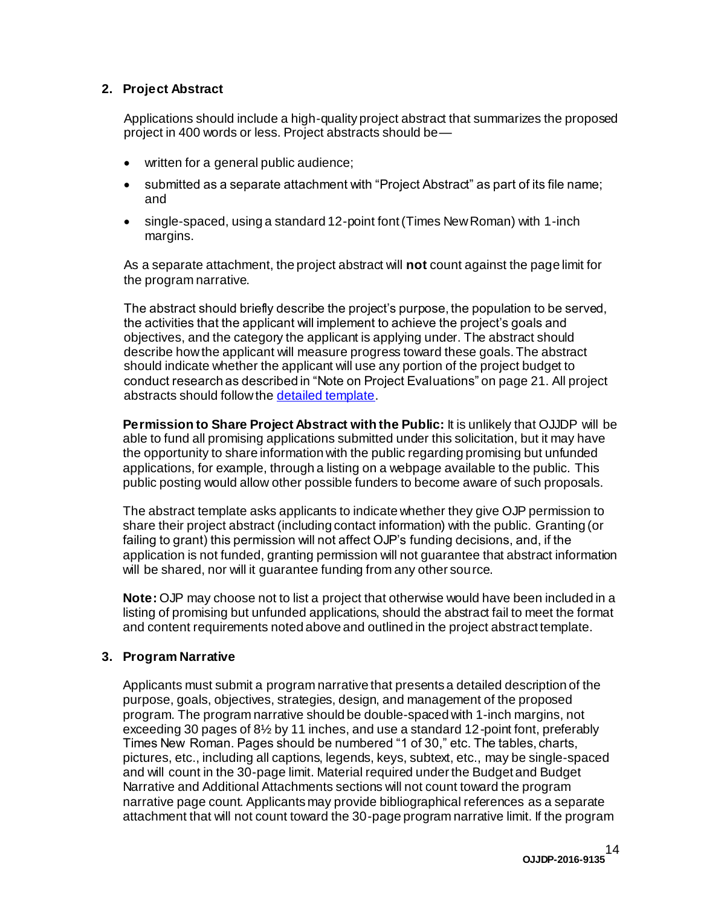## 2. Project Abstract

Applications should include a high-quality project abstract that summarizes the proposed project in 400 words or less. Project abstracts should be—

- written for a general public audience;
- submitted as a separate attachment with "Project Abstract" as part of its file name; and
- single-spaced, using a standard 12-point font (Times New Roman) with 1-inch margins.

As a separate attachment, the project abstract will **not** count against the page limit for the program narrative.

The abstract should briefly describe the project's purpose, the population to be served, the activities that the applicant will implement to achieve the project's goals and objectives, and the category the applicant is applying under. The abstract should describe how the applicant will measure progress toward these goals. The abstract should indicate whether the applicant will use any portion of the project budget to conduct research as described in "Note on Project Evaluations" on page 21. All project abstracts should follow the detailed template.

**Permission to Share Project Abstract with the Public:** It is unlikely that OJJDP will be able to fund all promising applications submitted under this solicitation, but it may have the opportunity to share information with the public regarding promising but unfunded applications, for example, through a listing on a webpage available to the public. This public posting would allow other possible funders to become aware of such proposals.

The abstract template asks applicants to indicate whether they give OJP permission to share their project abstract (including contact information) with the public. Granting (or failing to grant) this permission will not affect OJP's funding decisions, and, if the application is not funded, granting permission will not guarantee that abstract information will be shared, nor will it guarantee funding from any other source.

**Note:** OJP may choose not to list a project that otherwise would have been included in a listing of promising but unfunded applications, should the abstract fail to meet the format and content requirements noted above and outlined in the project abstract template.

## 3. Program Narrative

Applicants must submit a program narrative that presents a detailed description of the purpose, goals, objectives, strategies, design, and management of the proposed program. The program narrative should be double-spaced with 1-inch margins, not exceeding 30 pages of 8½ by 11 inches, and use a standard 12-point font, preferably Times New Roman. Pages should be numbered "1 of 30," etc. The tables, charts, pictures, etc., including all captions, legends, keys, subtext, etc., may be single-spaced and will count in the 30-page limit. Material required under the Budget and Budget Narrative and Additional Attachments sections will not count toward the program narrative page count. Applicants may provide bibliographical references as a separate attachment that will not count toward the 30-page program narrative limit. If the program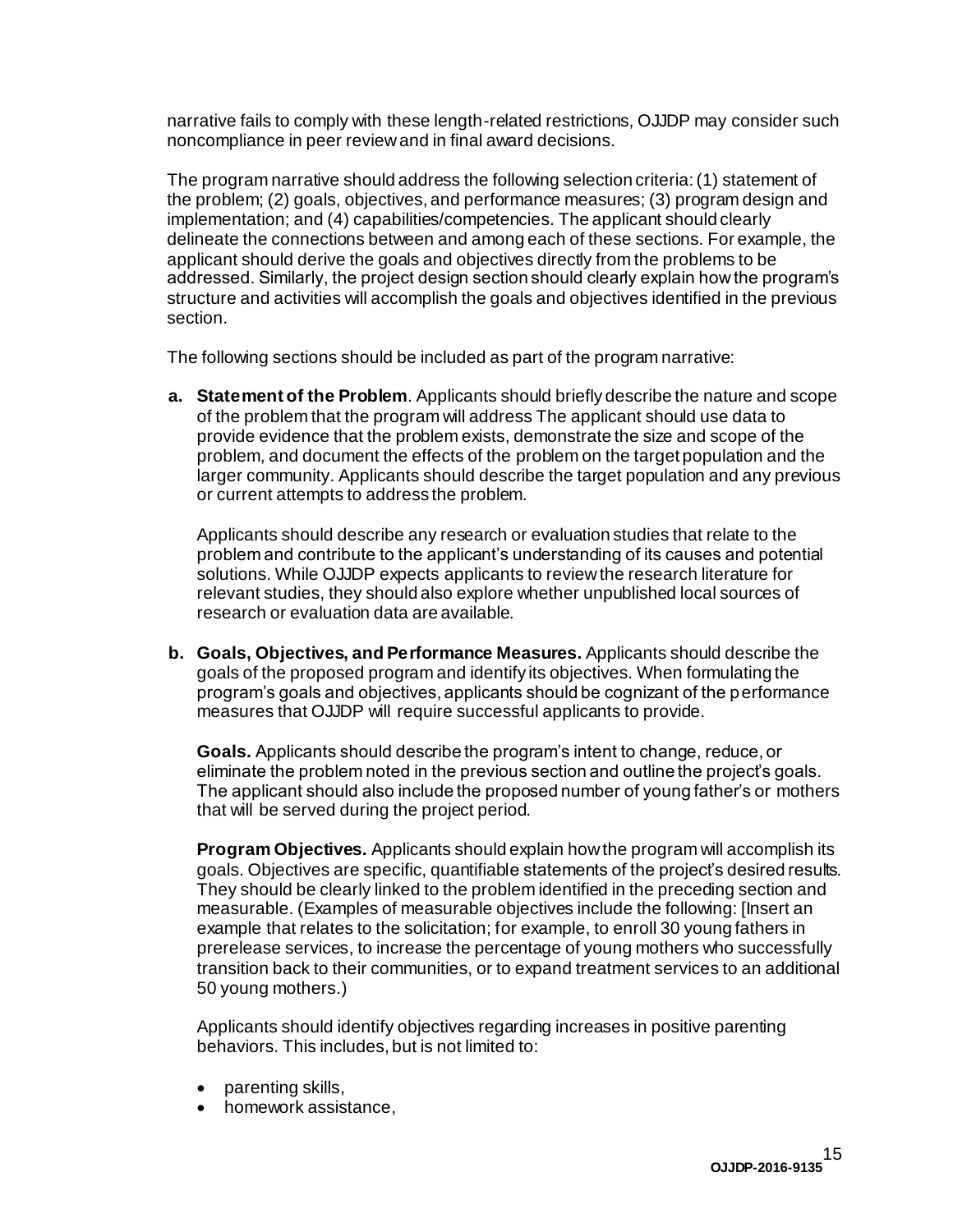narrative fails to comply with these length-related restrictions, OJJDP may consider such noncompliance in peer review and in final award decisions.

The program narrative should address the following selection criteria: (1) statement of the problem; (2) goals, objectives, and performance measures; (3) program design and implementation; and (4) capabilities/competencies. The applicant should clearly delineate the connections between and among each of these sections. For example, the applicant should derive the goals and objectives directly from the problems to be addressed. Similarly, the project design section should clearly explain how the program's structure and activities will accomplish the goals and objectives identified in the previous section.

The following sections should be included as part of the program narrative:

**a. Statement of the Problem**. Applicants should briefly describe the nature and scope of the problem that the program will address The applicant should use data to provide evidence that the problem exists, demonstrate the size and scope of the problem, and document the effects of the problem on the target population and the larger community. Applicants should describe the target population and any previous or current attempts to address the problem.

Applicants should describe any research or evaluation studies that relate to the problem and contribute to the applicant's understanding of its causes and potential solutions. While OJJDP expects applicants to review the research literature for relevant studies, they should also explore whether unpublished local sources of research or evaluation data are available.

**b. Goals, Objectives, and Performance Measures.** Applicants should describe the goals of the proposed program and identify its objectives. When formulating the program's goals and objectives, applicants should be cognizant of the performance measures that OJJDP will require successful applicants to provide.

**Goals.** Applicants should describe the program's intent to change, reduce, or eliminate the problem noted in the previous section and outline the project's goals. The applicant should also include the proposed number of young father's or mothers that will be served during the project period.

**Program Objectives.** Applicants should explain how the program will accomplish its goals. Objectives are specific, quantifiable statements of the project's desired results. They should be clearly linked to the problem identified in the preceding section and measurable. (Examples of measurable objectives include the following: [Insert an example that relates to the solicitation; for example, to enroll 30 young fathers in prerelease services, to increase the percentage of young mothers who successfully transition back to their communities, or to expand treatment services to an additional 50 young mothers.)

Applicants should identify objectives regarding increases in positive parenting behaviors. This includes, but is not limited to:

- parenting skills,
- homework assistance,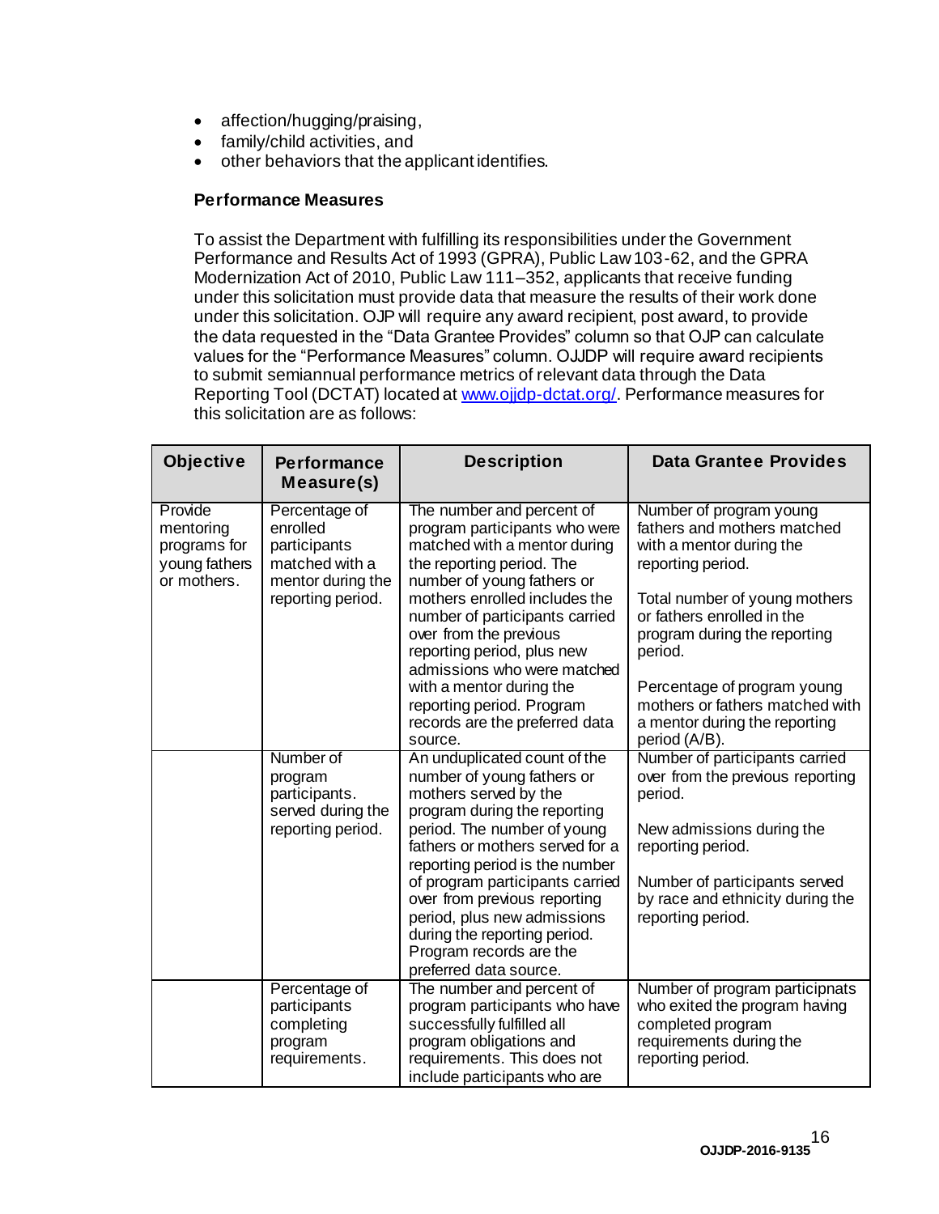- affection/hugging/praising,
- family/child activities, and
- other behaviors that the applicant identifies.

**Performance Measures**

To assist the Department with fulfilling its responsibilities under the Government Performance and Results Act of 1993 (GPRA), Public Law 103-62, and the GPRA Modernization Act of 2010, Public Law 111–352, applicants that receive funding under this solicitation must provide data that measure the results of their work done under this solicitation. OJP will require any award recipient, post award, to provide the data requested in the "Data Grantee Provides" column so that OJP can calculate values for the "Performance Measures" column. OJJDP will require award recipients to submit semiannual performance metrics of relevant data through the Data Reporting Tool (DCTAT) located at [www.ojjdp-dctat.org/](www.ojjdp-dctat.org/). Performance measures for this solicitation are as follows:

| Objective | Performance Measure(s) | Description | Data Grantee Provides |
|---|---|---|---|
| Provide mentoring programs for young fathers or mothers. | Percentage of enrolled participants matched with a mentor during the reporting period. | The number and percent of program participants who were matched with a mentor during the reporting period. The number of young fathers or mothers enrolled includes the number of participants carried over from the previous reporting period, plus new admissions who were matched with a mentor during the reporting period. Program records are the preferred data source. | Number of program young fathers and mothers matched with a mentor during the reporting period.<br><br>Total number of young mothers or fathers enrolled in the program during the reporting period.<br><br>Percentage of program young mothers or fathers matched with a mentor during the reporting period (A/B). |
| | Number of program participants. served during the reporting period. | An unduplicated count of the number of young fathers or mothers served by the program during the reporting period. The number of young fathers or mothers served for a reporting period is the number of program participants carried over from previous reporting period, plus new admissions during the reporting period. Program records are the preferred data source. | Number of participants carried over from the previous reporting period.<br><br>New admissions during the reporting period.<br><br>Number of participants served by race and ethnicity during the reporting period. |
| | Percentage of participants completing program requirements. | The number and percent of program participants who have successfully fulfilled all program obligations and requirements. This does not include participants who are | Number of program participnats who exited the program having completed program requirements during the reporting period. |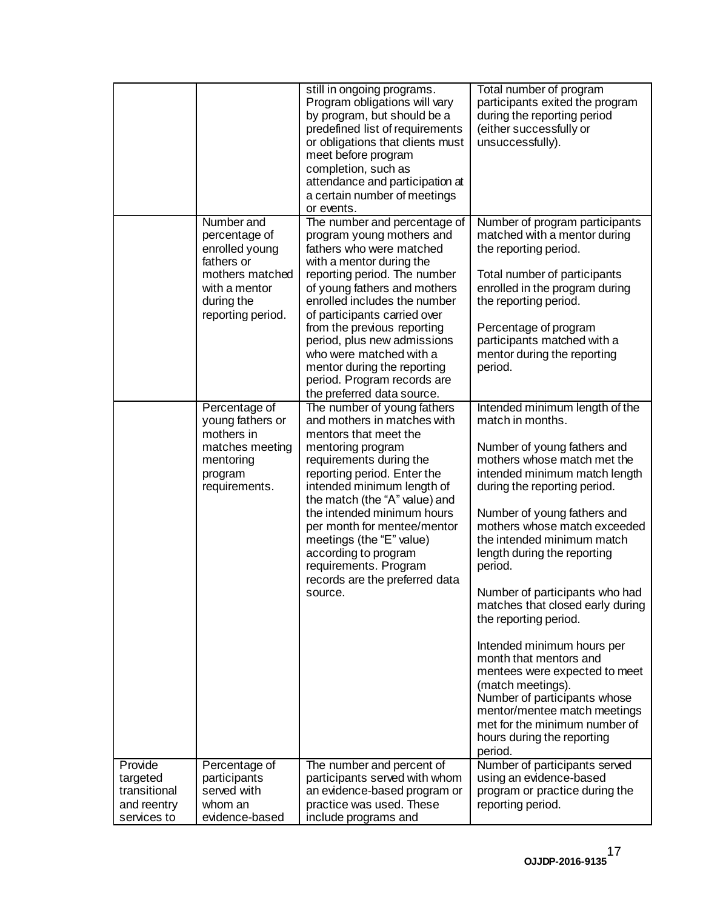| | | still in ongoing programs. Program obligations will vary by program, but should be a predefined list of requirements or obligations that clients must meet before program completion, such as attendance and participation at a certain number of meetings or events. | Total number of program participants exited the program during the reporting period (either successfully or unsuccessfully). |
|---|---|---|---|
| | Number and percentage of enrolled young fathers or mothers matched with a mentor during the reporting period. | The number and percentage of program young mothers and fathers who were matched with a mentor during the reporting period. The number of young fathers and mothers enrolled includes the number of participants carried over from the previous reporting period, plus new admissions who were matched with a mentor during the reporting period. Program records are the preferred data source. | Number of program participants matched with a mentor during the reporting period.<br><br>Total number of participants enrolled in the program during the reporting period.<br><br>Percentage of program participants matched with a mentor during the reporting period. |
| | Percentage of young fathers or mothers in matches meeting mentoring program requirements. | The number of young fathers and mothers in matches with mentors that meet the mentoring program requirements during the reporting period. Enter the intended minimum length of the match (the "A" value) and the intended minimum hours per month for mentee/mentor meetings (the "E" value) according to program requirements. Program records are the preferred data source. | Intended minimum length of the match in months.<br><br>Number of young fathers and mothers whose match met the intended minimum match length during the reporting period.<br><br>Number of young fathers and mothers whose match exceeded the intended minimum match length during the reporting period.<br><br>Number of participants who had matches that closed early during the reporting period.<br><br>Intended minimum hours per month that mentors and mentees were expected to meet (match meetings).<br>Number of participants whose mentor/mentee match meetings met for the minimum number of hours during the reporting period. |
| Provide targeted transitional and reentry services to | Percentage of participants served with whom an evidence-based | The number and percent of participants served with whom an evidence-based program or practice was used. These include programs and | Number of participants served using an evidence-based program or practice during the reporting period. |

OJJDP-2016-9135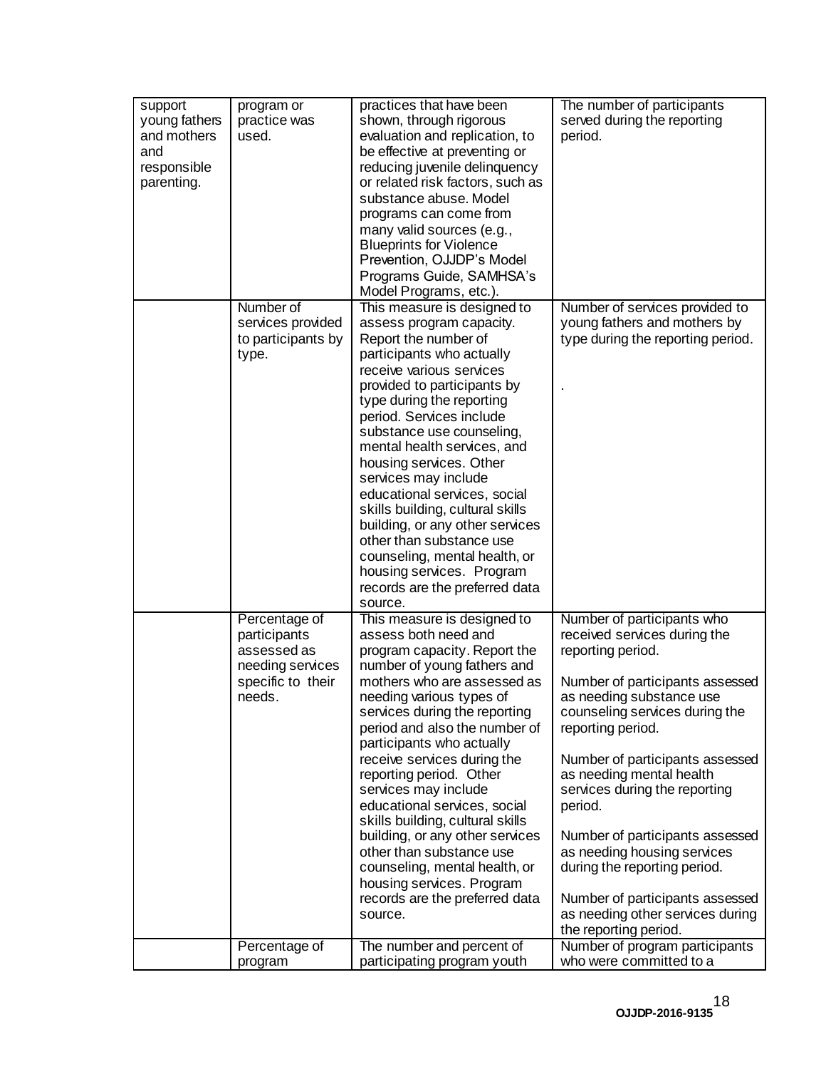| | | | |
|---|---|---|---|
| support young fathers and mothers and responsible parenting. | program or practice was used. | practices that have been shown, through rigorous evaluation and replication, to be effective at preventing or reducing juvenile delinquency or related risk factors, such as substance abuse. Model programs can come from many valid sources (e.g., Blueprints for Violence Prevention, OJJDP's Model Programs Guide, SAMHSA's Model Programs, etc.). | The number of participants served during the reporting period. |
| | Number of services provided to participants by type. | This measure is designed to assess program capacity. Report the number of participants who actually receive various services provided to participants by type during the reporting period. Services include substance use counseling, mental health services, and housing services. Other services may include educational services, social skills building, cultural skills building, or any other services other than substance use counseling, mental health, or housing services. Program records are the preferred data source. | Number of services provided to young fathers and mothers by type during the reporting period.<br><br>. |
| | Percentage of participants assessed as needing services specific to their needs. | This measure is designed to assess both need and program capacity. Report the number of young fathers and mothers who are assessed as needing various types of services during the reporting period and also the number of participants who actually receive services during the reporting period. Other services may include educational services, social skills building, cultural skills building, or any other services other than substance use counseling, mental health, or housing services. Program records are the preferred data source. | Number of participants who received services during the reporting period.<br><br>Number of participants assessed as needing substance use counseling services during the reporting period.<br><br>Number of participants assessed as needing mental health services during the reporting period.<br><br>Number of participants assessed as needing housing services during the reporting period.<br><br>Number of participants assessed as needing other services during the reporting period. |
| | Percentage of program | The number and percent of participating program youth | Number of program participants who were committed to a |

OJJDP-2016-9135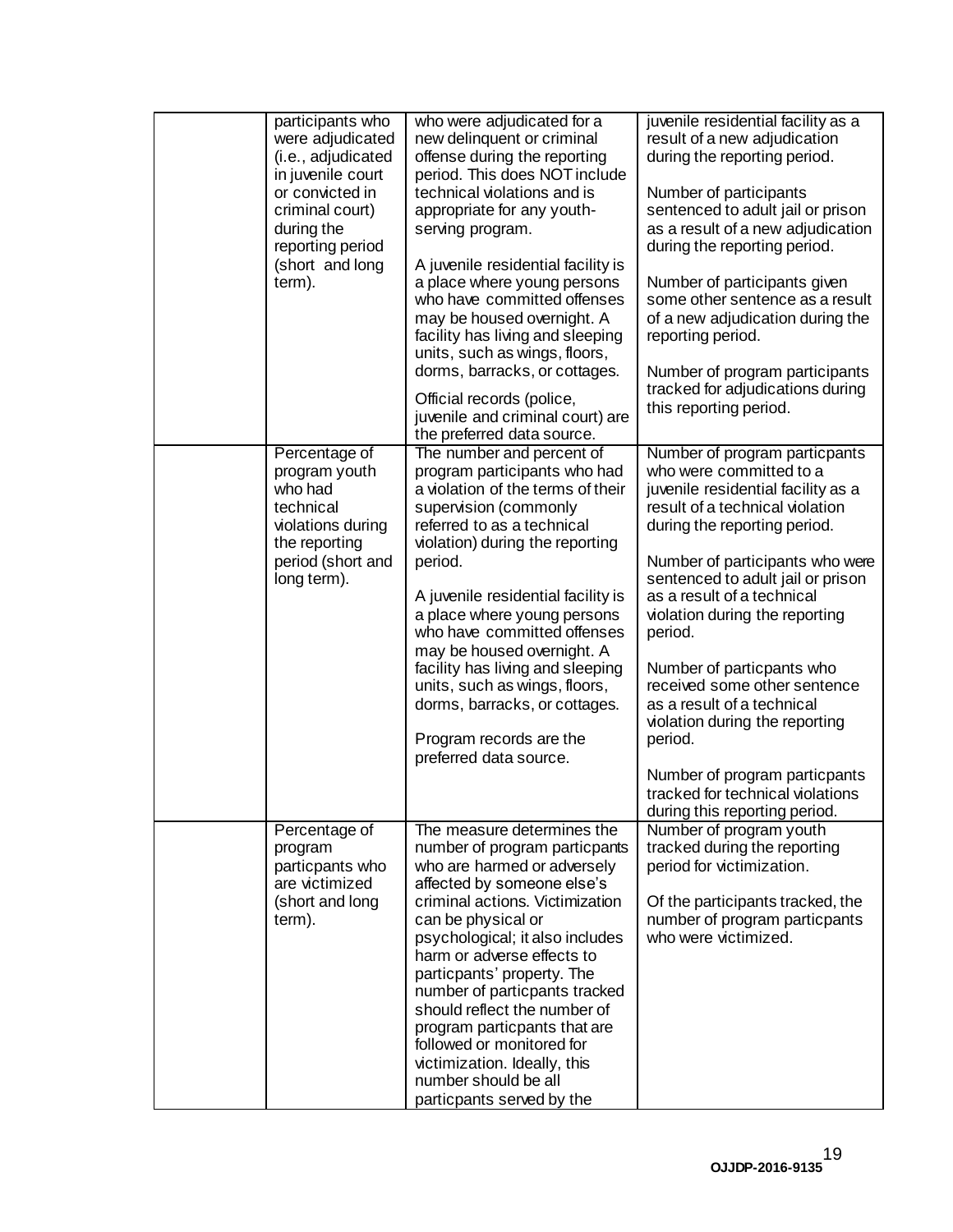| | | | |
|---|---|---|---|
| | participants who were adjudicated (i.e., adjudicated in juvenile court or convicted in criminal court) during the reporting period (short and long term). | who were adjudicated for a new delinquent or criminal offense during the reporting period. This does NOT include technical violations and is appropriate for any youth-serving program.<br><br>A juvenile residential facility is a place where young persons who have committed offenses may be housed overnight. A facility has living and sleeping units, such as wings, floors, dorms, barracks, or cottages.<br><br>Official records (police, juvenile and criminal court) are the preferred data source. | juvenile residential facility as a result of a new adjudication during the reporting period.<br><br>Number of participants sentenced to adult jail or prison as a result of a new adjudication during the reporting period.<br><br>Number of participants given some other sentence as a result of a new adjudication during the reporting period.<br><br>Number of program participants tracked for adjudications during this reporting period. |
| | Percentage of program youth who had technical violations during the reporting period (short and long term). | The number and percent of program participants who had a violation of the terms of their supervision (commonly referred to as a technical violation) during the reporting period.<br><br>A juvenile residential facility is a place where young persons who have committed offenses may be housed overnight. A facility has living and sleeping units, such as wings, floors, dorms, barracks, or cottages.<br><br>Program records are the preferred data source. | Number of program particpants who were committed to a juvenile residential facility as a result of a technical violation during the reporting period.<br><br>Number of participants who were sentenced to adult jail or prison as a result of a technical violation during the reporting period.<br><br>Number of particpants who received some other sentence as a result of a technical violation during the reporting period.<br><br>Number of program particpants tracked for technical violations during this reporting period. |
| | Percentage of program particpants who are victimized (short and long term). | The measure determines the number of program particpants who are harmed or adversely affected by someone else's criminal actions. Victimization can be physical or psychological; it also includes harm or adverse effects to particpants' property. The number of particpants tracked should reflect the number of program particpants that are followed or monitored for victimization. Ideally, this number should be all particpants served by the | Number of program youth tracked during the reporting period for victimization.<br><br>Of the participants tracked, the number of program particpants who were victimized. |

OJJDP-2016-9135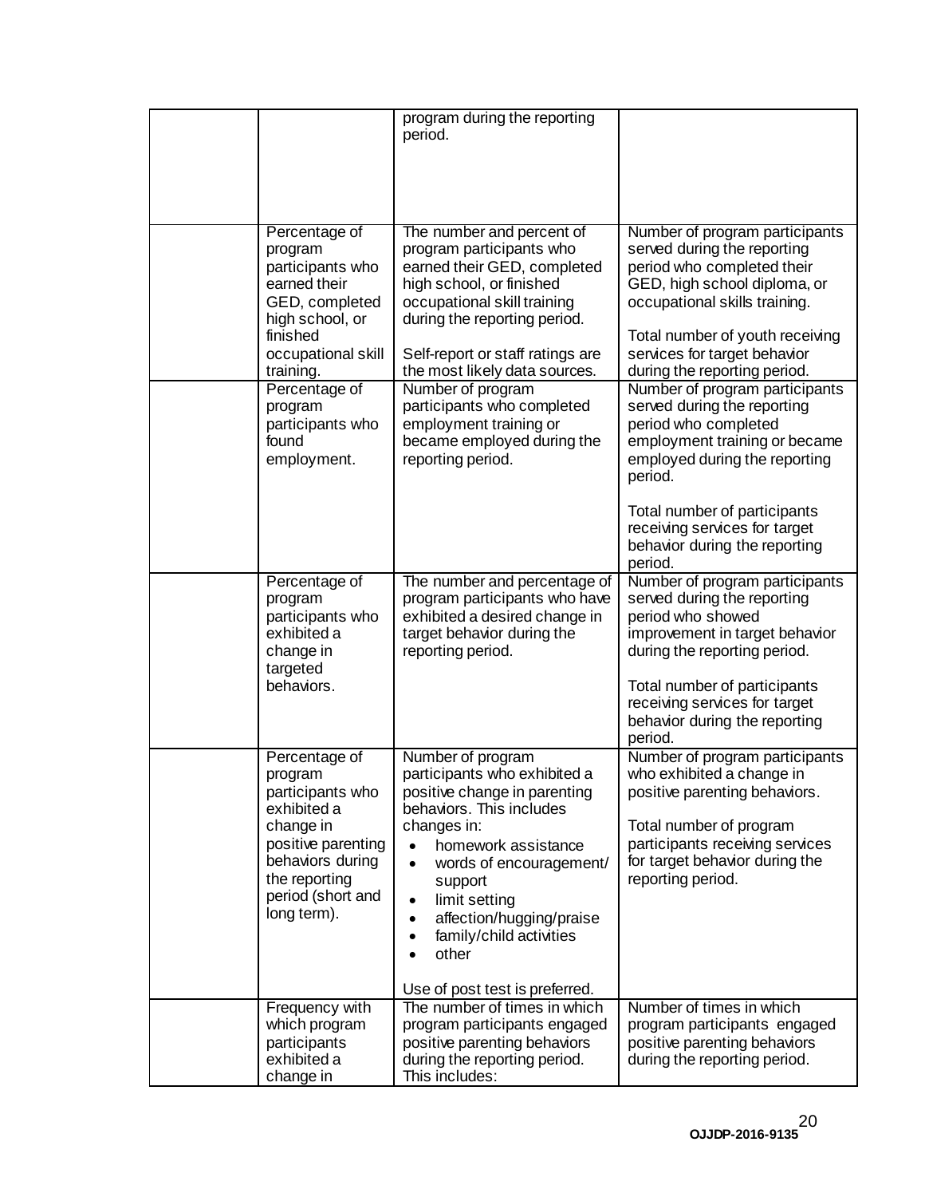| | | | |
|---|---|---|---|
| | | program during the reporting period. | |
| | Percentage of program participants who earned their GED, completed high school, or finished occupational skill training. | The number and percent of program participants who earned their GED, completed high school, or finished occupational skill training during the reporting period.<br><br>Self-report or staff ratings are the most likely data sources. | Number of program participants served during the reporting period who completed their GED, high school diploma, or occupational skills training.<br><br>Total number of youth receiving services for target behavior during the reporting period. |
| | Percentage of program participants who found employment. | Number of program participants who completed employment training or became employed during the reporting period. | Number of program participants served during the reporting period who completed employment training or became employed during the reporting period.<br><br>Total number of participants receiving services for target behavior during the reporting period. |
| | Percentage of program participants who exhibited a change in targeted behaviors. | The number and percentage of program participants who have exhibited a desired change in target behavior during the reporting period. | Number of program participants served during the reporting period who showed improvement in target behavior during the reporting period.<br><br>Total number of participants receiving services for target behavior during the reporting period. |
| | Percentage of program participants who exhibited a change in positive parenting behaviors during the reporting period (short and long term). | Number of program participants who exhibited a positive change in parenting behaviors. This includes changes in:<br>• homework assistance<br>• words of encouragement/ support<br>• limit setting<br>• affection/hugging/praise<br>• family/child activities<br>• other<br><br>Use of post test is preferred. | Number of program participants who exhibited a change in positive parenting behaviors.<br><br>Total number of program participants receiving services for target behavior during the reporting period. |
| | Frequency with which program participants exhibited a change in | The number of times in which program participants engaged positive parenting behaviors during the reporting period. This includes: | Number of times in which program participants engaged positive parenting behaviors during the reporting period. |

OJJDP-2016-9135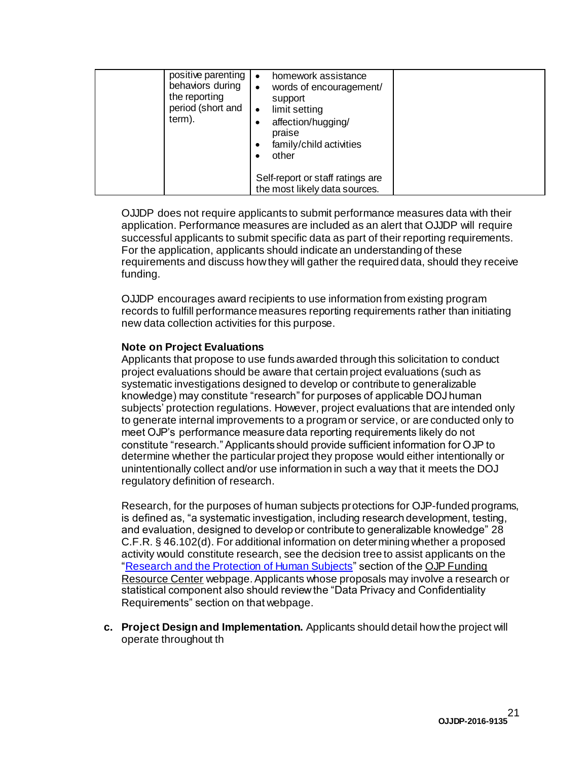| | | | |
|---|---|---|---|
| | positive parenting behaviors during the reporting period (short and term). | • homework assistance<br>• words of encouragement/ support<br>• limit setting<br>• affection/hugging/ praise<br>• family/child activities<br>• other<br><br>Self-report or staff ratings are the most likely data sources. | |

OJJDP does not require applicants to submit performance measures data with their application. Performance measures are included as an alert that OJJDP will require successful applicants to submit specific data as part of their reporting requirements. For the application, applicants should indicate an understanding of these requirements and discuss how they will gather the required data, should they receive funding.

OJJDP encourages award recipients to use information from existing program records to fulfill performance measures reporting requirements rather than initiating new data collection activities for this purpose.

**Note on Project Evaluations**

Applicants that propose to use funds awarded through this solicitation to conduct project evaluations should be aware that certain project evaluations (such as systematic investigations designed to develop or contribute to generalizable knowledge) may constitute "research" for purposes of applicable DOJ human subjects' protection regulations. However, project evaluations that are intended only to generate internal improvements to a program or service, or are conducted only to meet OJP's performance measure data reporting requirements likely do not constitute "research." Applicants should provide sufficient information for OJP to determine whether the particular project they propose would either intentionally or unintentionally collect and/or use information in such a way that it meets the DOJ regulatory definition of research.

Research, for the purposes of human subjects protections for OJP-funded programs, is defined as, "a systematic investigation, including research development, testing, and evaluation, designed to develop or contribute to generalizable knowledge" 28 C.F.R. § 46.102(d). For additional information on determining whether a proposed activity would constitute research, see the decision tree to assist applicants on the "Research and the Protection of Human Subjects" section of the OJP Funding Resource Center webpage. Applicants whose proposals may involve a research or statistical component also should review the "Data Privacy and Confidentiality Requirements" section on that webpage.

**c. Project Design and Implementation.** Applicants should detail how the project will operate throughout th